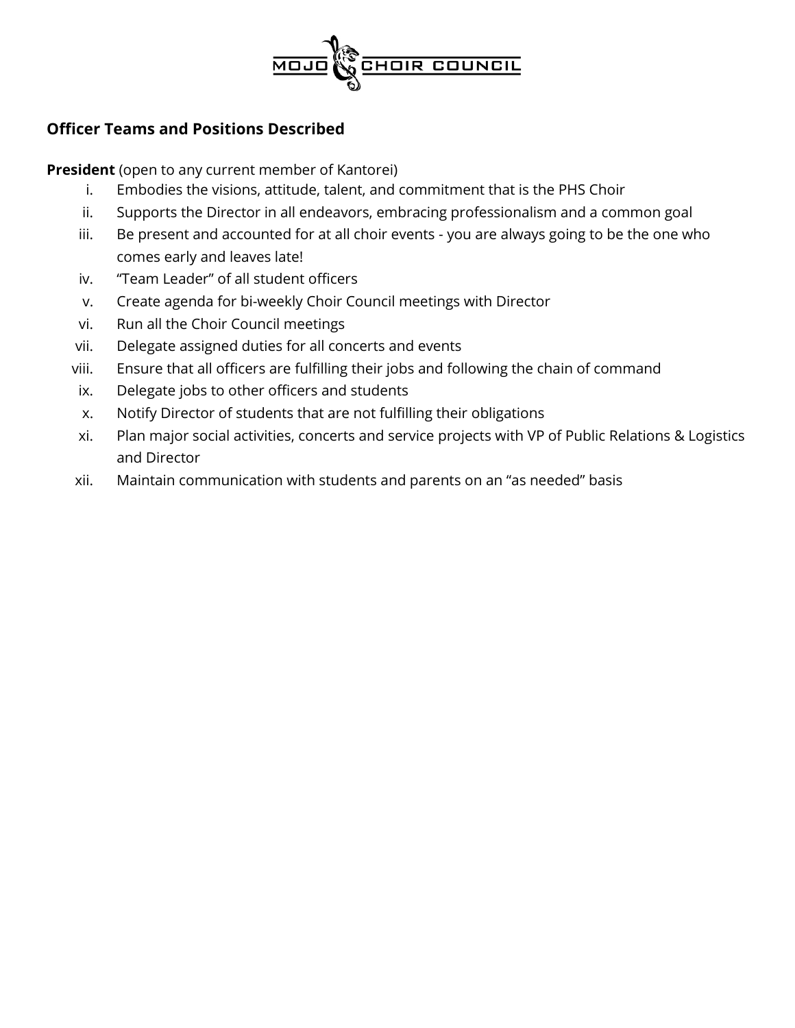MOJO CHOIR COUNCIL

## Officer Teams and Positions Described

**President** (open to any current member of Kantorei)

i. Embodies the visions, attitude, talent, and commitment that is the PHS Choir
ii. Supports the Director in all endeavors, embracing professionalism and a common goal
iii. Be present and accounted for at all choir events - you are always going to be the one who comes early and leaves late!
iv. "Team Leader" of all student officers
v. Create agenda for bi-weekly Choir Council meetings with Director
vi. Run all the Choir Council meetings
vii. Delegate assigned duties for all concerts and events
viii. Ensure that all officers are fulfilling their jobs and following the chain of command
ix. Delegate jobs to other officers and students
x. Notify Director of students that are not fulfilling their obligations
xi. Plan major social activities, concerts and service projects with VP of Public Relations & Logistics and Director
xii. Maintain communication with students and parents on an "as needed" basis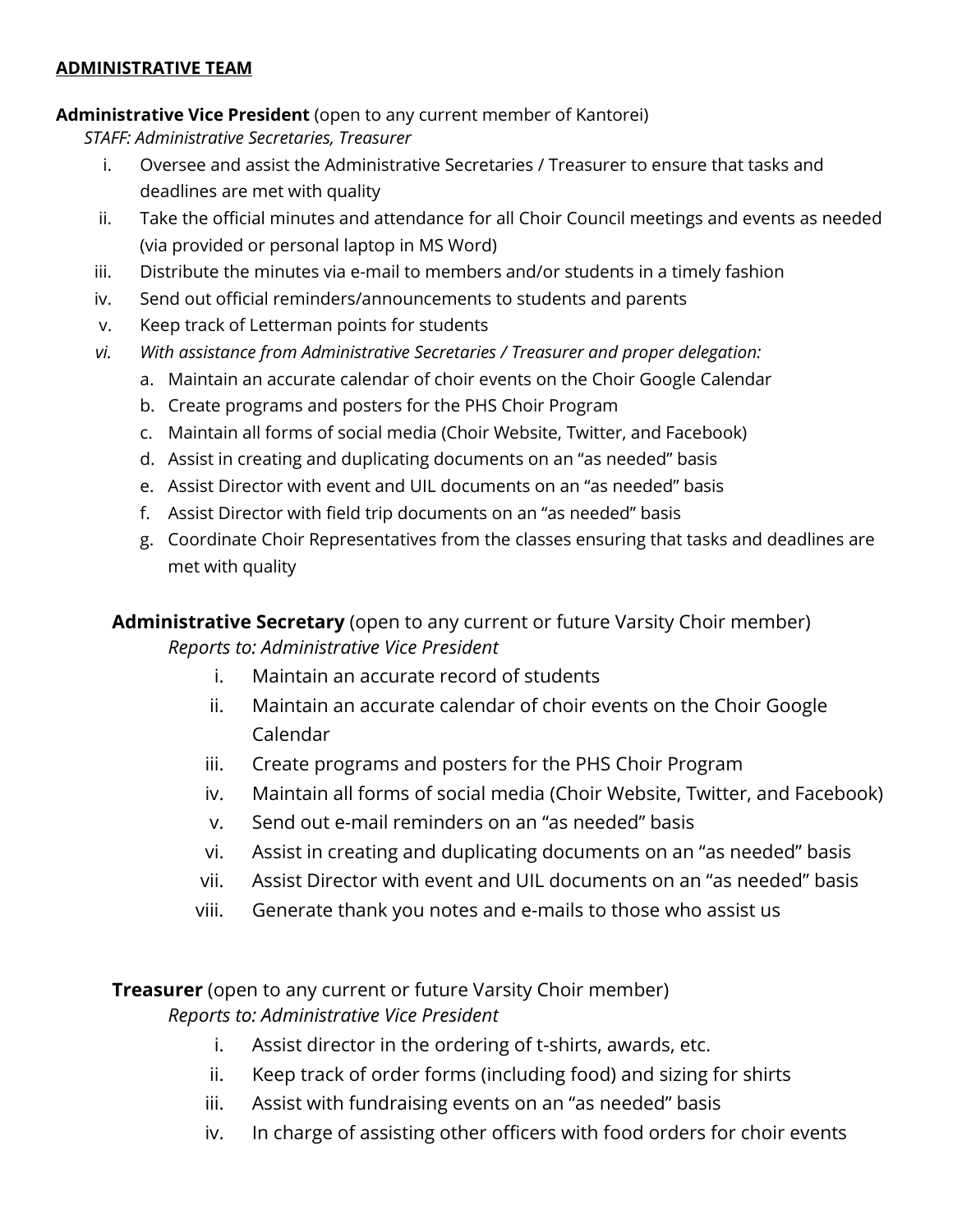## ADMINISTRATIVE TEAM

**Administrative Vice President** (open to any current member of Kantorei)

*STAFF: Administrative Secretaries, Treasurer*

i. Oversee and assist the Administrative Secretaries / Treasurer to ensure that tasks and deadlines are met with quality
ii. Take the official minutes and attendance for all Choir Council meetings and events as needed (via provided or personal laptop in MS Word)
iii. Distribute the minutes via e-mail to members and/or students in a timely fashion
iv. Send out official reminders/announcements to students and parents
v. Keep track of Letterman points for students
vi. *With assistance from Administrative Secretaries / Treasurer and proper delegation:*
   a. Maintain an accurate calendar of choir events on the Choir Google Calendar
   b. Create programs and posters for the PHS Choir Program
   c. Maintain all forms of social media (Choir Website, Twitter, and Facebook)
   d. Assist in creating and duplicating documents on an "as needed" basis
   e. Assist Director with event and UIL documents on an "as needed" basis
   f. Assist Director with field trip documents on an "as needed" basis
   g. Coordinate Choir Representatives from the classes ensuring that tasks and deadlines are met with quality

### Administrative Secretary (open to any current or future Varsity Choir member)

*Reports to: Administrative Vice President*

i. Maintain an accurate record of students
ii. Maintain an accurate calendar of choir events on the Choir Google Calendar
iii. Create programs and posters for the PHS Choir Program
iv. Maintain all forms of social media (Choir Website, Twitter, and Facebook)
v. Send out e-mail reminders on an "as needed" basis
vi. Assist in creating and duplicating documents on an "as needed" basis
vii. Assist Director with event and UIL documents on an "as needed" basis
viii. Generate thank you notes and e-mails to those who assist us

### Treasurer (open to any current or future Varsity Choir member)

*Reports to: Administrative Vice President*

i. Assist director in the ordering of t-shirts, awards, etc.
ii. Keep track of order forms (including food) and sizing for shirts
iii. Assist with fundraising events on an "as needed" basis
iv. In charge of assisting other officers with food orders for choir events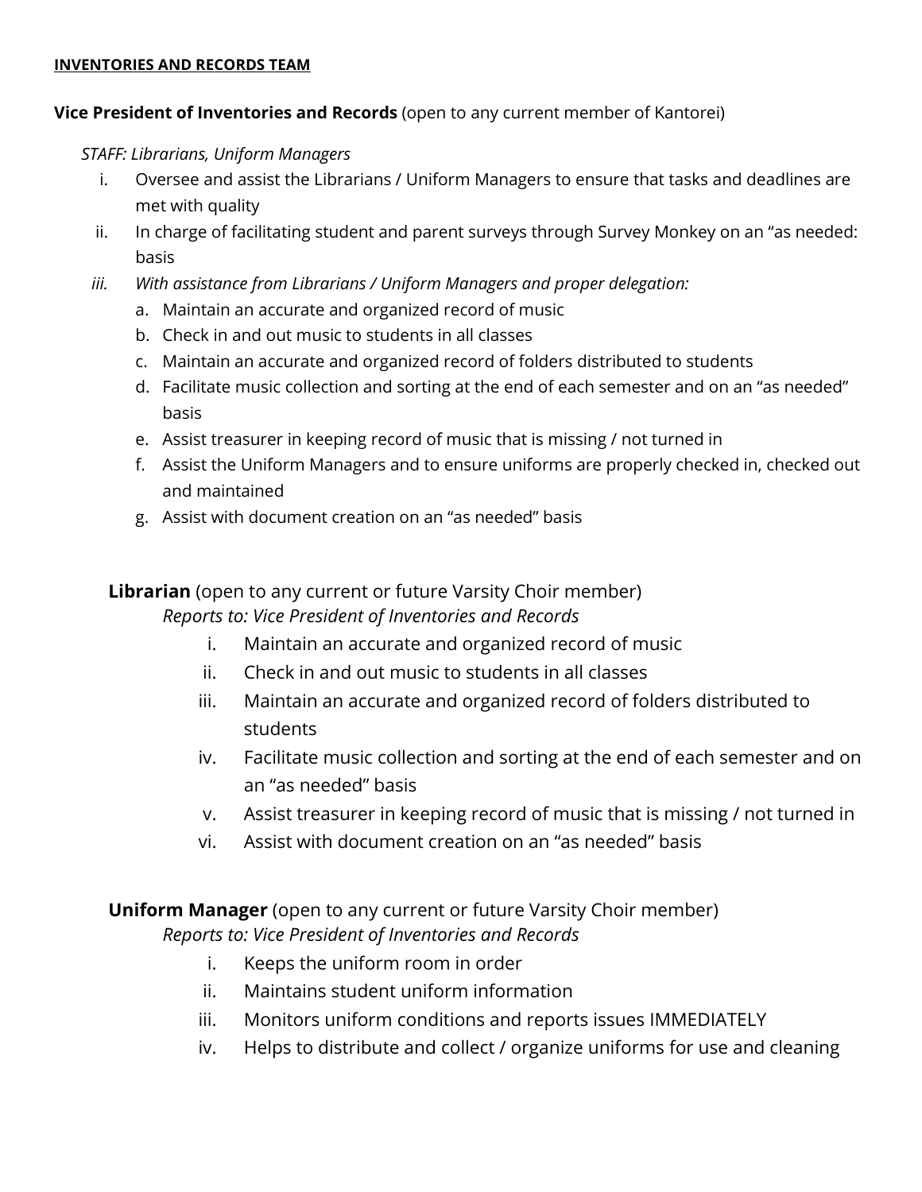**INVENTORIES AND RECORDS TEAM**

**Vice President of Inventories and Records** (open to any current member of Kantorei)

*STAFF: Librarians, Uniform Managers*

i. Oversee and assist the Librarians / Uniform Managers to ensure that tasks and deadlines are met with quality
ii. In charge of facilitating student and parent surveys through Survey Monkey on an "as needed: basis
iii. *With assistance from Librarians / Uniform Managers and proper delegation:*
   a. Maintain an accurate and organized record of music
   b. Check in and out music to students in all classes
   c. Maintain an accurate and organized record of folders distributed to students
   d. Facilitate music collection and sorting at the end of each semester and on an "as needed" basis
   e. Assist treasurer in keeping record of music that is missing / not turned in
   f. Assist the Uniform Managers and to ensure uniforms are properly checked in, checked out and maintained
   g. Assist with document creation on an "as needed" basis

**Librarian** (open to any current or future Varsity Choir member)
*Reports to: Vice President of Inventories and Records*

i. Maintain an accurate and organized record of music
ii. Check in and out music to students in all classes
iii. Maintain an accurate and organized record of folders distributed to students
iv. Facilitate music collection and sorting at the end of each semester and on an "as needed" basis
v. Assist treasurer in keeping record of music that is missing / not turned in
vi. Assist with document creation on an "as needed" basis

**Uniform Manager** (open to any current or future Varsity Choir member)
*Reports to: Vice President of Inventories and Records*

i. Keeps the uniform room in order
ii. Maintains student uniform information
iii. Monitors uniform conditions and reports issues IMMEDIATELY
iv. Helps to distribute and collect / organize uniforms for use and cleaning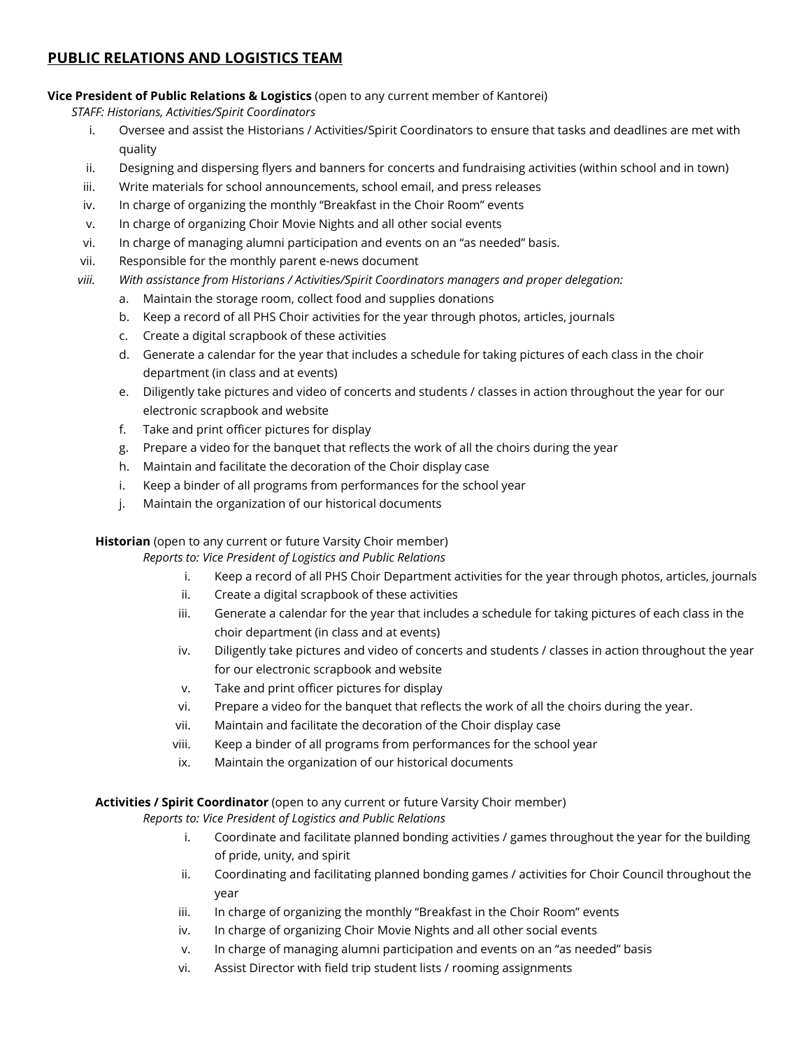## <u>PUBLIC RELATIONS AND LOGISTICS TEAM</u>

**Vice President of Public Relations & Logistics** (open to any current member of Kantorei)

*STAFF: Historians, Activities/Spirit Coordinators*

i. Oversee and assist the Historians / Activities/Spirit Coordinators to ensure that tasks and deadlines are met with quality
ii. Designing and dispersing flyers and banners for concerts and fundraising activities (within school and in town)
iii. Write materials for school announcements, school email, and press releases
iv. In charge of organizing the monthly "Breakfast in the Choir Room" events
v. In charge of organizing Choir Movie Nights and all other social events
vi. In charge of managing alumni participation and events on an "as needed" basis.
vii. Responsible for the monthly parent e-news document
*viii. With assistance from Historians / Activities/Spirit Coordinators managers and proper delegation:*
   a. Maintain the storage room, collect food and supplies donations
   b. Keep a record of all PHS Choir activities for the year through photos, articles, journals
   c. Create a digital scrapbook of these activities
   d. Generate a calendar for the year that includes a schedule for taking pictures of each class in the choir department (in class and at events)
   e. Diligently take pictures and video of concerts and students / classes in action throughout the year for our electronic scrapbook and website
   f. Take and print officer pictures for display
   g. Prepare a video for the banquet that reflects the work of all the choirs during the year
   h. Maintain and facilitate the decoration of the Choir display case
   i. Keep a binder of all programs from performances for the school year
   j. Maintain the organization of our historical documents

**Historian** (open to any current or future Varsity Choir member)

*Reports to: Vice President of Logistics and Public Relations*

i. Keep a record of all PHS Choir Department activities for the year through photos, articles, journals
ii. Create a digital scrapbook of these activities
iii. Generate a calendar for the year that includes a schedule for taking pictures of each class in the choir department (in class and at events)
iv. Diligently take pictures and video of concerts and students / classes in action throughout the year for our electronic scrapbook and website
v. Take and print officer pictures for display
vi. Prepare a video for the banquet that reflects the work of all the choirs during the year.
vii. Maintain and facilitate the decoration of the Choir display case
viii. Keep a binder of all programs from performances for the school year
ix. Maintain the organization of our historical documents

**Activities / Spirit Coordinator** (open to any current or future Varsity Choir member)

*Reports to: Vice President of Logistics and Public Relations*

i. Coordinate and facilitate planned bonding activities / games throughout the year for the building of pride, unity, and spirit
ii. Coordinating and facilitating planned bonding games / activities for Choir Council throughout the year
iii. In charge of organizing the monthly "Breakfast in the Choir Room" events
iv. In charge of organizing Choir Movie Nights and all other social events
v. In charge of managing alumni participation and events on an "as needed" basis
vi. Assist Director with field trip student lists / rooming assignments